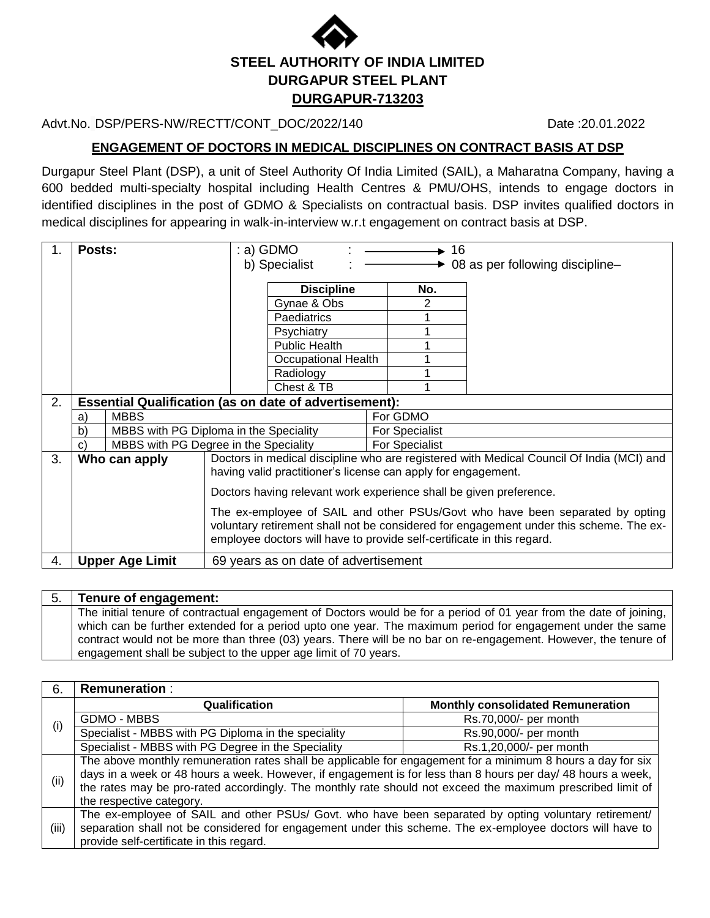# STEEL AUTHORITY OF INDIA LIMITED
## DURGAPUR STEEL PLANT
## DURGAPUR-713203

Advt.No. DSP/PERS-NW/RECTT/CONT_DOC/2022/140 Date :20.01.2022

**ENGAGEMENT OF DOCTORS IN MEDICAL DISCIPLINES ON CONTRACT BASIS AT DSP**

Durgapur Steel Plant (DSP), a unit of Steel Authority Of India Limited (SAIL), a Maharatna Company, having a 600 bedded multi-specialty hospital including Health Centres & PMU/OHS, intends to engage doctors in identified disciplines in the post of GDMO & Specialists on contractual basis. DSP invites qualified doctors in medical disciplines for appearing in walk-in-interview w.r.t engagement on contract basis at DSP.

**1. Posts:**

a) GDMO : → 16

b) Specialist : → 08 as per following discipline–

| Discipline | No. |
|---|---|
| Gynae & Obs | 2 |
| Paediatrics | 1 |
| Psychiatry | 1 |
| Public Health | 1 |
| Occupational Health | 1 |
| Radiology | 1 |
| Chest & TB | 1 |

**2. Essential Qualification (as on date of advertisement):**

| | Qualification | Post |
|---|---|---|
| a) | MBBS | For GDMO |
| b) | MBBS with PG Diploma in the Speciality | For Specialist |
| c) | MBBS with PG Degree in the Speciality | For Specialist |

**3. Who can apply**

Doctors in medical discipline who are registered with Medical Council Of India (MCI) and having valid practitioner's license can apply for engagement.

Doctors having relevant work experience shall be given preference.

The ex-employee of SAIL and other PSUs/Govt who have been separated by opting voluntary retirement shall not be considered for engagement under this scheme. The ex-employee doctors will have to provide self-certificate in this regard.

**4. Upper Age Limit**: 69 years as on date of advertisement

**5. Tenure of engagement:**

The initial tenure of contractual engagement of Doctors would be for a period of 01 year from the date of joining, which can be further extended for a period upto one year. The maximum period for engagement under the same contract would not be more than three (03) years. There will be no bar on re-engagement. However, the tenure of engagement shall be subject to the upper age limit of 70 years.

**6. Remuneration** :

(i)

| Qualification | Monthly consolidated Remuneration |
|---|---|
| GDMO - MBBS | Rs.70,000/- per month |
| Specialist - MBBS with PG Diploma in the speciality | Rs.90,000/- per month |
| Specialist - MBBS with PG Degree in the Speciality | Rs.1,20,000/- per month |

(ii) The above monthly remuneration rates shall be applicable for engagement for a minimum 8 hours a day for six days in a week or 48 hours a week. However, if engagement is for less than 8 hours per day/ 48 hours a week, the rates may be pro-rated accordingly. The monthly rate should not exceed the maximum prescribed limit of the respective category.

(iii) The ex-employee of SAIL and other PSUs/ Govt. who have been separated by opting voluntary retirement/ separation shall not be considered for engagement under this scheme. The ex-employee doctors will have to provide self-certificate in this regard.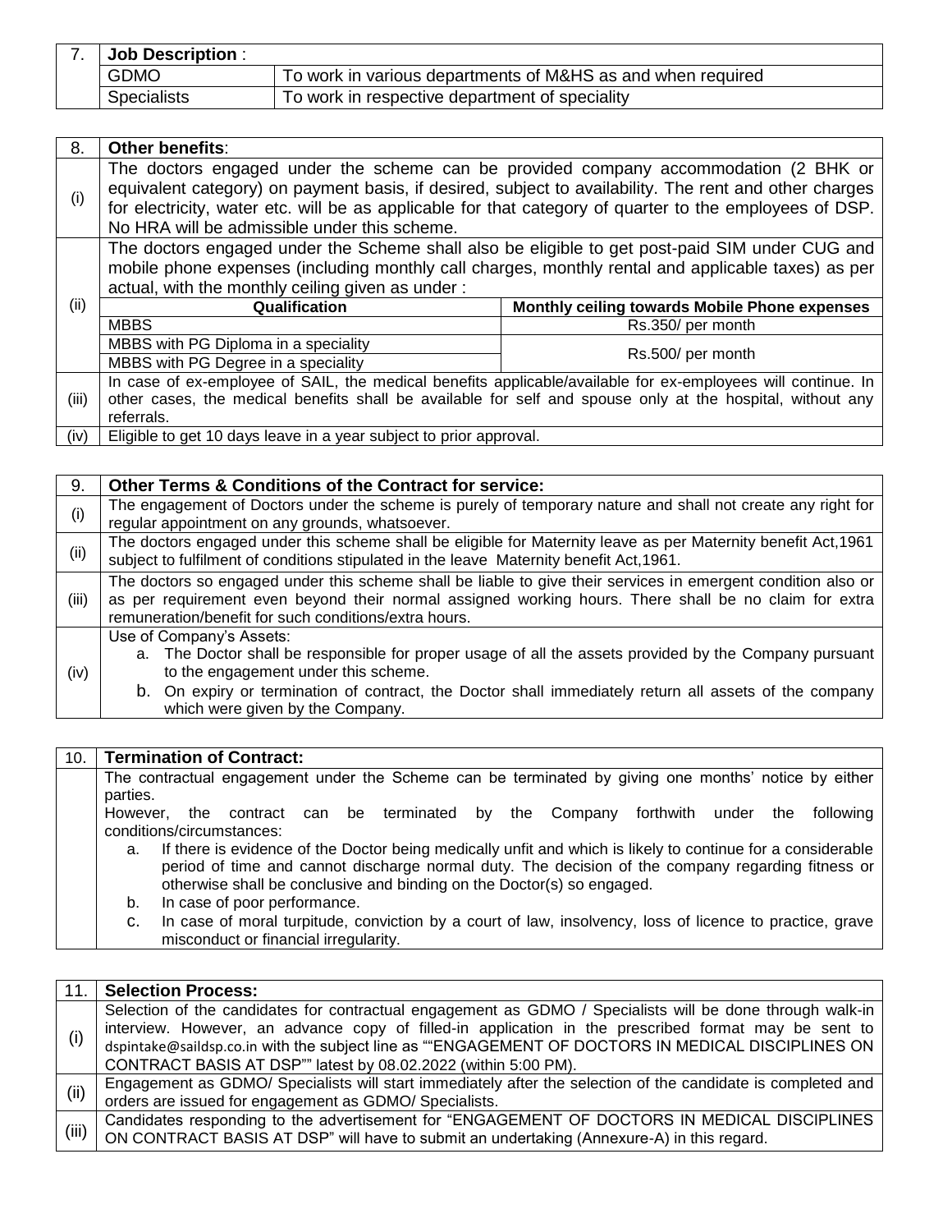| 7. | **Job Description** : | |
|---|---|---|
| | GDMO | To work in various departments of M&HS as and when required |
| | Specialists | To work in respective department of speciality |

| 8. | **Other benefits**: |
|---|---|
| (i) | The doctors engaged under the scheme can be provided company accommodation (2 BHK or equivalent category) on payment basis, if desired, subject to availability. The rent and other charges for electricity, water etc. will be as applicable for that category of quarter to the employees of DSP. No HRA will be admissible under this scheme. |
| (ii) | The doctors engaged under the Scheme shall also be eligible to get post-paid SIM under CUG and mobile phone expenses (including monthly call charges, monthly rental and applicable taxes) as per actual, with the monthly ceiling given as under : |
| (iii) | In case of ex-employee of SAIL, the medical benefits applicable/available for ex-employees will continue. In other cases, the medical benefits shall be available for self and spouse only at the hospital, without any referrals. |
| (iv) | Eligible to get 10 days leave in a year subject to prior approval. |

| Qualification | Monthly ceiling towards Mobile Phone expenses |
|---|---|
| MBBS | Rs.350/ per month |
| MBBS with PG Diploma in a speciality | Rs.500/ per month |
| MBBS with PG Degree in a speciality | |

| 9. | **Other Terms & Conditions of the Contract for service:** |
|---|---|
| (i) | The engagement of Doctors under the scheme is purely of temporary nature and shall not create any right for regular appointment on any grounds, whatsoever. |
| (ii) | The doctors engaged under this scheme shall be eligible for Maternity leave as per Maternity benefit Act,1961 subject to fulfilment of conditions stipulated in the leave Maternity benefit Act,1961. |
| (iii) | The doctors so engaged under this scheme shall be liable to give their services in emergent condition also or as per requirement even beyond their normal assigned working hours. There shall be no claim for extra remuneration/benefit for such conditions/extra hours. |
| (iv) | Use of Company's Assets:<br>a. The Doctor shall be responsible for proper usage of all the assets provided by the Company pursuant to the engagement under this scheme.<br>b. On expiry or termination of contract, the Doctor shall immediately return all assets of the company which were given by the Company. |

| 10. | **Termination of Contract:** |
|---|---|
| | The contractual engagement under the Scheme can be terminated by giving one months' notice by either parties.<br>However, the contract can be terminated by the Company forthwith under the following conditions/circumstances:<br>a. If there is evidence of the Doctor being medically unfit and which is likely to continue for a considerable period of time and cannot discharge normal duty. The decision of the company regarding fitness or otherwise shall be conclusive and binding on the Doctor(s) so engaged.<br>b. In case of poor performance.<br>c. In case of moral turpitude, conviction by a court of law, insolvency, loss of licence to practice, grave misconduct or financial irregularity. |

| 11. | **Selection Process:** |
|---|---|
| (i) | Selection of the candidates for contractual engagement as GDMO / Specialists will be done through walk-in interview. However, an advance copy of filled-in application in the prescribed format may be sent to dspintake@saildsp.co.in with the subject line as ""ENGAGEMENT OF DOCTORS IN MEDICAL DISCIPLINES ON CONTRACT BASIS AT DSP"" latest by 08.02.2022 (within 5:00 PM). |
| (ii) | Engagement as GDMO/ Specialists will start immediately after the selection of the candidate is completed and orders are issued for engagement as GDMO/ Specialists. |
| (iii) | Candidates responding to the advertisement for "ENGAGEMENT OF DOCTORS IN MEDICAL DISCIPLINES ON CONTRACT BASIS AT DSP" will have to submit an undertaking (Annexure-A) in this regard. |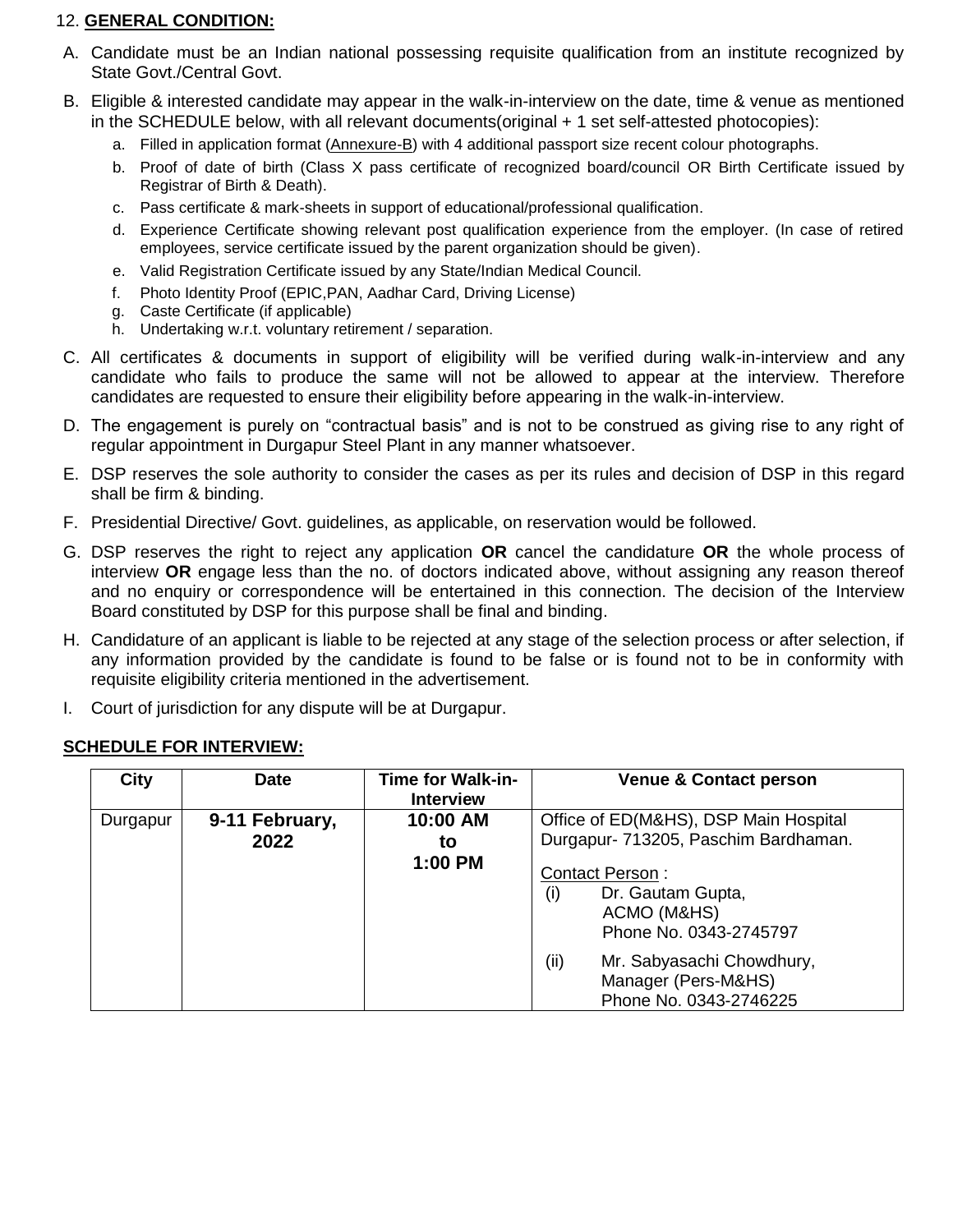12. **GENERAL CONDITION:**

A. Candidate must be an Indian national possessing requisite qualification from an institute recognized by State Govt./Central Govt.

B. Eligible & interested candidate may appear in the walk-in-interview on the date, time & venue as mentioned in the SCHEDULE below, with all relevant documents(original + 1 set self-attested photocopies):
   a. Filled in application format (Annexure-B) with 4 additional passport size recent colour photographs.
   b. Proof of date of birth (Class X pass certificate of recognized board/council OR Birth Certificate issued by Registrar of Birth & Death).
   c. Pass certificate & mark-sheets in support of educational/professional qualification.
   d. Experience Certificate showing relevant post qualification experience from the employer. (In case of retired employees, service certificate issued by the parent organization should be given).
   e. Valid Registration Certificate issued by any State/Indian Medical Council.
   f. Photo Identity Proof (EPIC,PAN, Aadhar Card, Driving License)
   g. Caste Certificate (if applicable)
   h. Undertaking w.r.t. voluntary retirement / separation.

C. All certificates & documents in support of eligibility will be verified during walk-in-interview and any candidate who fails to produce the same will not be allowed to appear at the interview. Therefore candidates are requested to ensure their eligibility before appearing in the walk-in-interview.

D. The engagement is purely on "contractual basis" and is not to be construed as giving rise to any right of regular appointment in Durgapur Steel Plant in any manner whatsoever.

E. DSP reserves the sole authority to consider the cases as per its rules and decision of DSP in this regard shall be firm & binding.

F. Presidential Directive/ Govt. guidelines, as applicable, on reservation would be followed.

G. DSP reserves the right to reject any application **OR** cancel the candidature **OR** the whole process of interview **OR** engage less than the no. of doctors indicated above, without assigning any reason thereof and no enquiry or correspondence will be entertained in this connection. The decision of the Interview Board constituted by DSP for this purpose shall be final and binding.

H. Candidature of an applicant is liable to be rejected at any stage of the selection process or after selection, if any information provided by the candidate is found to be false or is found not to be in conformity with requisite eligibility criteria mentioned in the advertisement.

I. Court of jurisdiction for any dispute will be at Durgapur.

**SCHEDULE FOR INTERVIEW:**

| City | Date | Time for Walk-in-Interview | Venue & Contact person |
|---|---|---|---|
| Durgapur | **9-11 February, 2022** | **10:00 AM to 1:00 PM** | Office of ED(M&HS), DSP Main Hospital Durgapur- 713205, Paschim Bardhaman.<br>Contact Person :<br>(i) Dr. Gautam Gupta, ACMO (M&HS) Phone No. 0343-2745797<br>(ii) Mr. Sabyasachi Chowdhury, Manager (Pers-M&HS) Phone No. 0343-2746225 |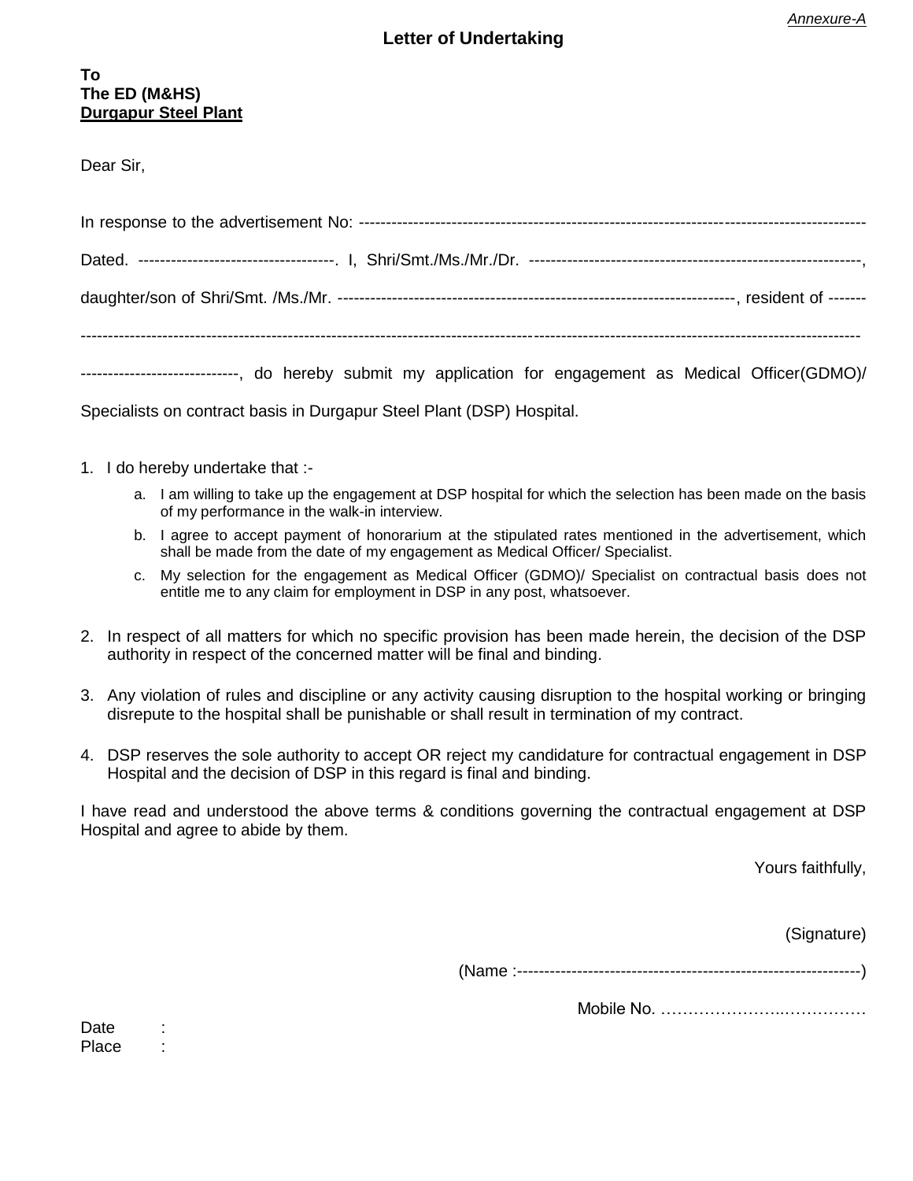*Annexure-A*

# Letter of Undertaking

**To**
**The ED (M&HS)**
**Durgapur Steel Plant**

Dear Sir,

In response to the advertisement No: ------------------------------------------------------------------------------------------

Dated. ------------------------------------. I, Shri/Smt./Ms./Mr./Dr. ------------------------------------------------------------,

daughter/son of Shri/Smt. /Ms./Mr. ------------------------------------------------------------------------, resident of -------

----------------------------------------------------------------------------------------------------------------------------------------------

-----------------------------, do hereby submit my application for engagement as Medical Officer(GDMO)/ Specialists on contract basis in Durgapur Steel Plant (DSP) Hospital.

1. I do hereby undertake that :-
   a. I am willing to take up the engagement at DSP hospital for which the selection has been made on the basis of my performance in the walk-in interview.
   b. I agree to accept payment of honorarium at the stipulated rates mentioned in the advertisement, which shall be made from the date of my engagement as Medical Officer/ Specialist.
   c. My selection for the engagement as Medical Officer (GDMO)/ Specialist on contractual basis does not entitle me to any claim for employment in DSP in any post, whatsoever.
2. In respect of all matters for which no specific provision has been made herein, the decision of the DSP authority in respect of the concerned matter will be final and binding.
3. Any violation of rules and discipline or any activity causing disruption to the hospital working or bringing disrepute to the hospital shall be punishable or shall result in termination of my contract.
4. DSP reserves the sole authority to accept OR reject my candidature for contractual engagement in DSP Hospital and the decision of DSP in this regard is final and binding.

I have read and understood the above terms & conditions governing the contractual engagement at DSP Hospital and agree to abide by them.

Yours faithfully,

(Signature)

(Name :---------------------------------------------------------------)

Mobile No. …………………..……………

Date :
Place :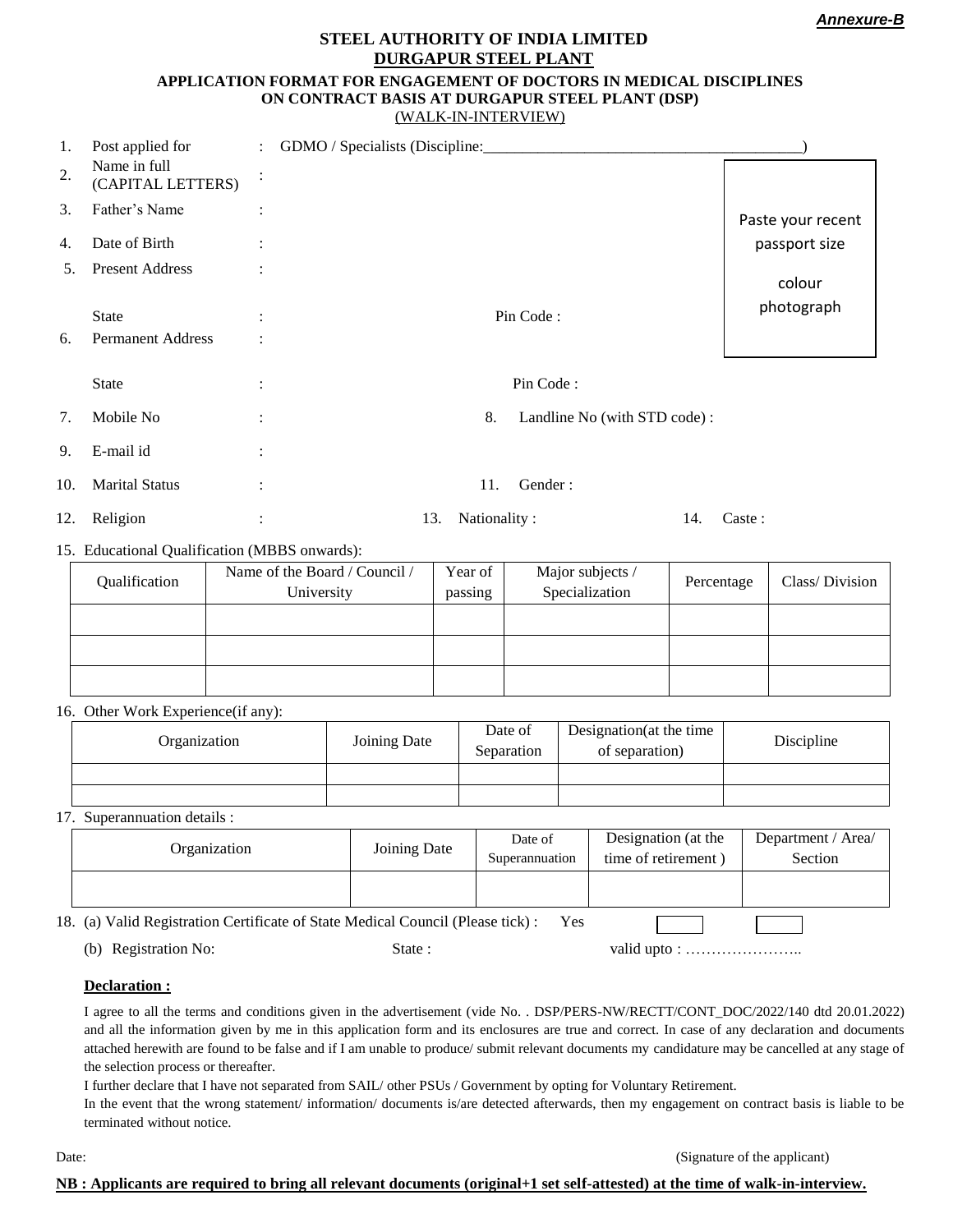***Annexure-B***

# STEEL AUTHORITY OF INDIA LIMITED

## DURGAPUR STEEL PLANT

### APPLICATION FORMAT FOR ENGAGEMENT OF DOCTORS IN MEDICAL DISCIPLINES ON CONTRACT BASIS AT DURGAPUR STEEL PLANT (DSP)

(WALK-IN-INTERVIEW)

1. Post applied for : GDMO / Specialists (Discipline:_________________________________________)
2. Name in full (CAPITAL LETTERS) :
3. Father's Name :
4. Date of Birth :
5. Present Address :

   State : Pin Code :
6. Permanent Address :

   State : Pin Code :
7. Mobile No : 8. Landline No (with STD code) :
9. E-mail id :
10. Marital Status : 11. Gender :
12. Religion : 13. Nationality : 14. Caste :

Paste your recent passport size colour photograph

15. Educational Qualification (MBBS onwards):

| Qualification | Name of the Board / Council / University | Year of passing | Major subjects / Specialization | Percentage | Class/ Division |
|---|---|---|---|---|---|
| | | | | | |
| | | | | | |
| | | | | | |

16. Other Work Experience(if any):

| Organization | Joining Date | Date of Separation | Designation(at the time of separation) | Discipline |
|---|---|---|---|---|
| | | | | |
| | | | | |

17. Superannuation details :

| Organization | Joining Date | Date of Superannuation | Designation (at the time of retirement ) | Department / Area/ Section |
|---|---|---|---|---|
| | | | | |

18. (a) Valid Registration Certificate of State Medical Council (Please tick) : Yes ☐ ☐

    (b) Registration No: State : valid upto : …………………..

**Declaration :**

I agree to all the terms and conditions given in the advertisement (vide No. . DSP/PERS-NW/RECTT/CONT_DOC/2022/140 dtd 20.01.2022) and all the information given by me in this application form and its enclosures are true and correct. In case of any declaration and documents attached herewith are found to be false and if I am unable to produce/ submit relevant documents my candidature may be cancelled at any stage of the selection process or thereafter.

I further declare that I have not separated from SAIL/ other PSUs / Government by opting for Voluntary Retirement.

In the event that the wrong statement/ information/ documents is/are detected afterwards, then my engagement on contract basis is liable to be terminated without notice.

Date: (Signature of the applicant)

**NB : Applicants are required to bring all relevant documents (original+1 set self-attested) at the time of walk-in-interview.**